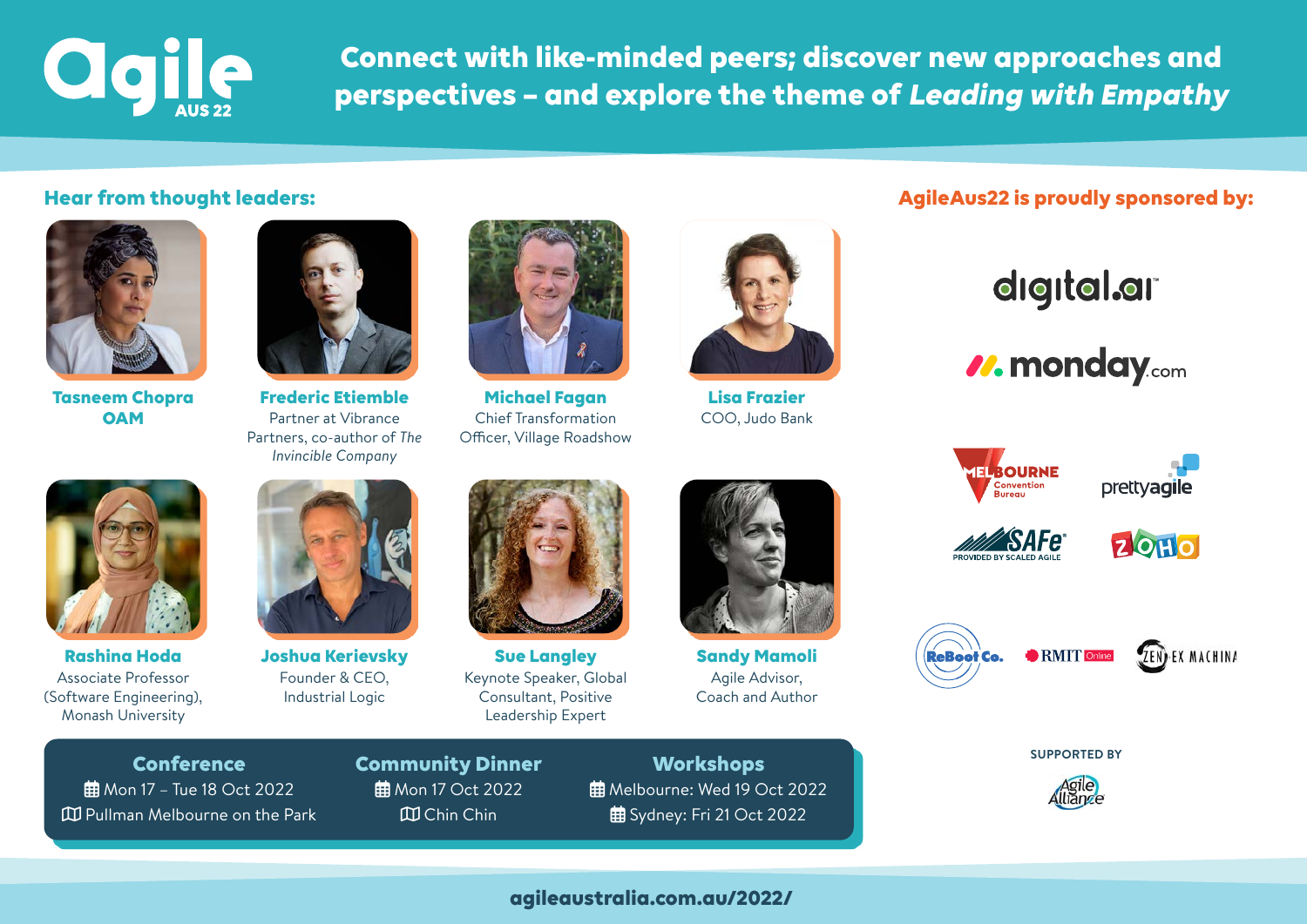# Agile AUS 22

## Connect with like-minded peers; discover new approaches and perspectives – and explore the theme of *Leading with Empathy*

### Hear from thought leaders:

**Tasneem Chopra OAM**

**Frederic Etiemble**
Partner at Vibrance Partners, co-author of *The Invincible Company*

**Michael Fagan**
Chief Transformation Officer, Village Roadshow

**Lisa Frazier**
COO, Judo Bank

**Rashina Hoda**
Associate Professor (Software Engineering), Monash University

**Joshua Kerievsky**
Founder & CEO, Industrial Logic

**Sue Langley**
Keynote Speaker, Global Consultant, Positive Leadership Expert

**Sandy Mamoli**
Agile Advisor, Coach and Author

### AgileAus22 is proudly sponsored by:

digital.ai

monday.com

Melbourne Convention Bureau

prettyagile

SAFe — Provided by Scaled Agile

ZOHO

ReBoot Co.

RMIT Online

Zen Ex Machina

SUPPORTED BY

Agile Alliance

---

**Conference**
Mon 17 – Tue 18 Oct 2022
Pullman Melbourne on the Park

**Community Dinner**
Mon 17 Oct 2022
Chin Chin

**Workshops**
Melbourne: Wed 19 Oct 2022
Sydney: Fri 21 Oct 2022

**agileaustralia.com.au/2022/**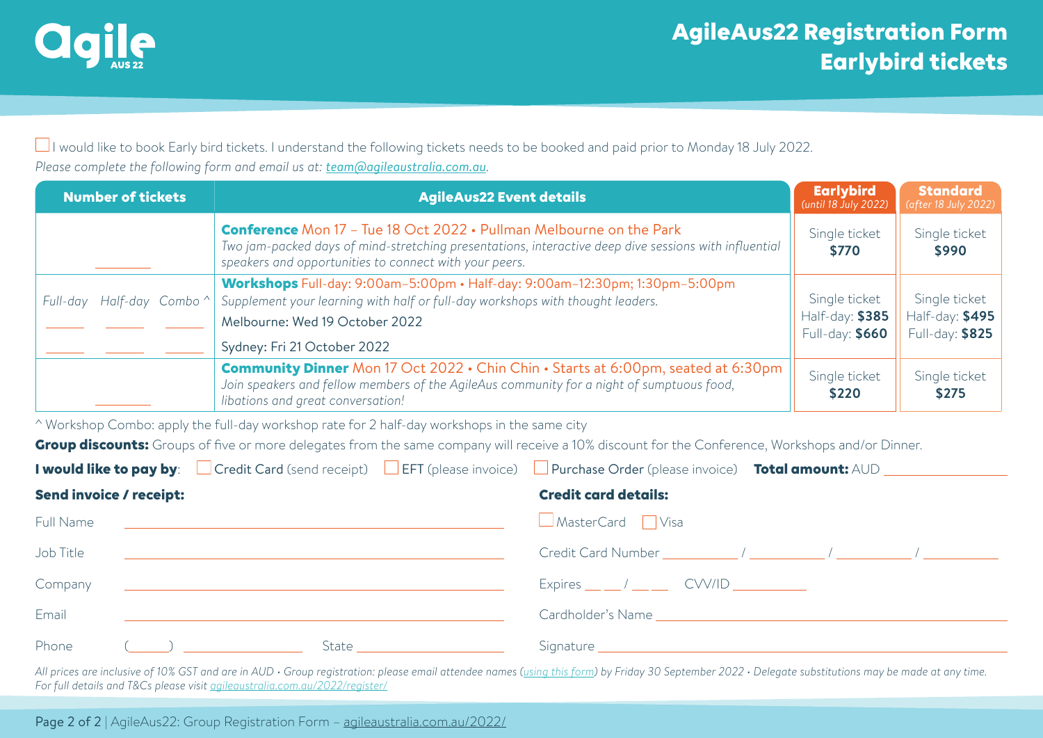# AgileAus22 Registration Form
## Earlybird tickets

☐ I would like to book Early bird tickets. I understand the following tickets needs to be booked and paid prior to Monday 18 July 2022.

*Please complete the following form and email us at: team@agileaustralia.com.au.*

| Number of tickets | AgileAus22 Event details | Earlybird (until 18 July 2022) | Standard (after 18 July 2022) |
|---|---|---|---|
| ________ | **Conference** Mon 17 – Tue 18 Oct 2022 • Pullman Melbourne on the Park<br>*Two jam-packed days of mind-stretching presentations, interactive deep dive sessions with influential speakers and opportunities to connect with your peers.* | Single ticket **$770** | Single ticket **$990** |
| *Full-day* ______ *Half-day* ______ *Combo ^* ______<br>______ ______ ______ | **Workshops** Full-day: 9:00am–5:00pm • Half-day: 9:00am–12:30pm; 1:30pm–5:00pm<br>*Supplement your learning with half or full-day workshops with thought leaders.*<br>Melbourne: Wed 19 October 2022<br>Sydney: Fri 21 October 2022 | Single ticket<br>Half-day: **$385**<br>Full-day: **$660** | Single ticket<br>Half-day: **$495**<br>Full-day: **$825** |
| ________ | **Community Dinner** Mon 17 Oct 2022 • Chin Chin • Starts at 6:00pm, seated at 6:30pm<br>*Join speakers and fellow members of the AgileAus community for a night of sumptuous food, libations and great conversation!* | Single ticket **$220** | Single ticket **$275** |

^ Workshop Combo: apply the full-day workshop rate for 2 half-day workshops in the same city

**Group discounts:** Groups of five or more delegates from the same company will receive a 10% discount for the Conference, Workshops and/or Dinner.

**I would like to pay by**: ☐ Credit Card (send receipt) ☐ EFT (please invoice) ☐ Purchase Order (please invoice) **Total amount:** AUD ________________

**Send invoice / receipt:**

Full Name ________________________________

Job Title ________________________________

Company ________________________________

Email ________________________________

Phone (______) ______________ State ______________

**Credit card details:**

☐ MasterCard ☐ Visa

Credit Card Number __________ / __________ / __________ / __________

Expires __ __ / __ __ CVV/ID __________

Cardholder's Name ________________________________

Signature ________________________________

*All prices are inclusive of 10% GST and are in AUD • Group registration: please email attendee names (using this form) by Friday 30 September 2022 • Delegate substitutions may be made at any time. For full details and T&Cs please visit agileaustralia.com.au/2022/register/*